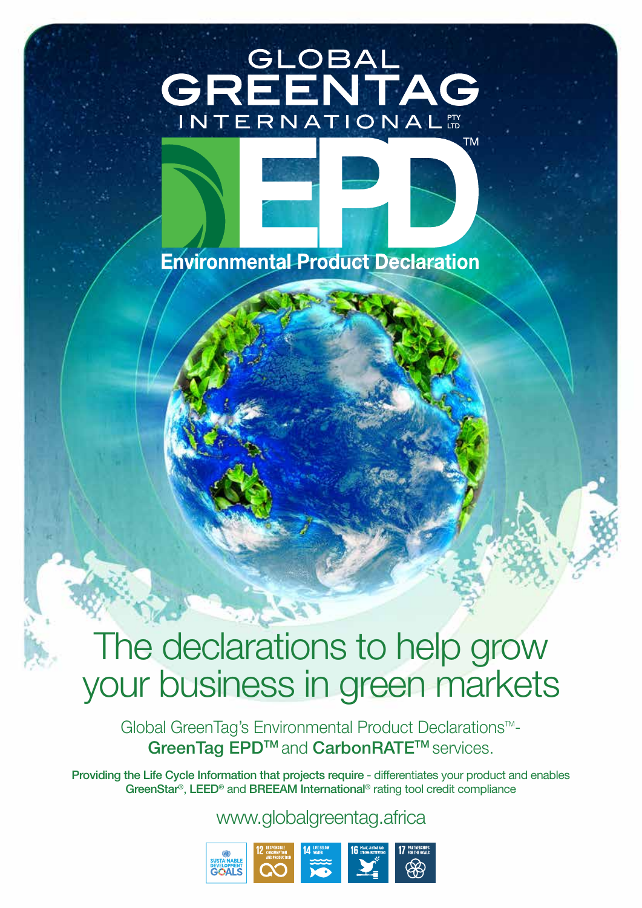GLOBAL

# GREENTAG

INTERNATIONAL PTY LTD

# EPD™

## Environmental Product Declaration

# The declarations to help grow your business in green markets

Global GreenTag's Environmental Product Declarations™- **GreenTag EPD™** and **CarbonRATE™** services.

**Providing the Life Cycle Information that projects require** - differentiates your product and enables **GreenStar®**, **LEED®** and **BREEAM International®** rating tool credit compliance

www.globalgreentag.africa

SUSTAINABLE DEVELOPMENT GOALS

12 RESPONSIBLE CONSUMPTION AND PRODUCTION

14 LIFE BELOW WATER

16 PEACE, JUSTICE AND STRONG INSTITUTIONS

17 PARTNERSHIPS FOR THE GOALS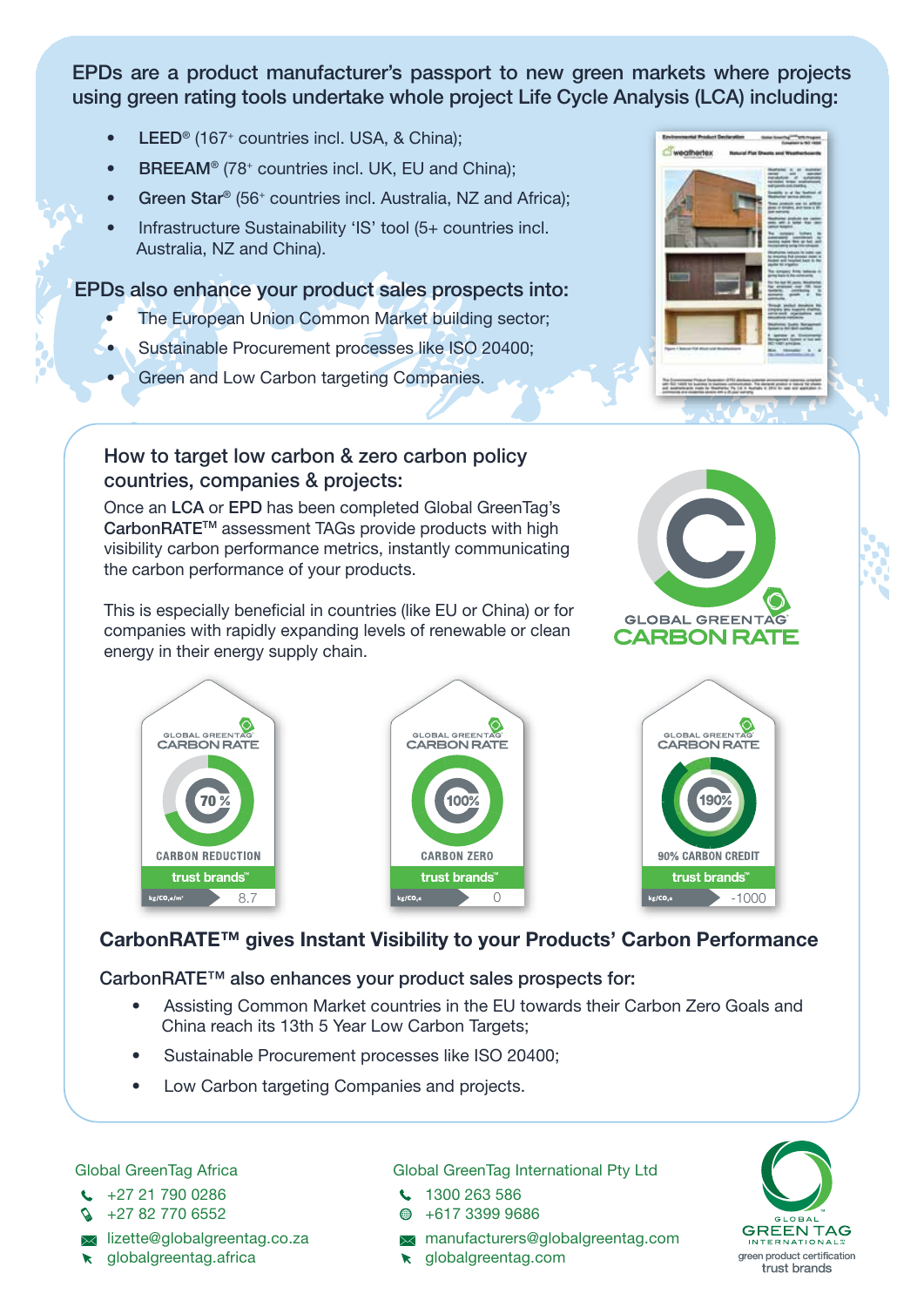EPDs are a product manufacturer's passport to new green markets where projects using green rating tools undertake whole project Life Cycle Analysis (LCA) including:

- **LEED**® (167+ countries incl. USA, & China);
- **BREEAM**® (78+ countries incl. UK, EU and China);
- **Green Star**® (56+ countries incl. Australia, NZ and Africa);
- Infrastructure Sustainability 'IS' tool (5+ countries incl. Australia, NZ and China).

EPDs also enhance your product sales prospects into:

- The European Union Common Market building sector;
- Sustainable Procurement processes like ISO 20400;
- Green and Low Carbon targeting Companies.

## How to target low carbon & zero carbon policy countries, companies & projects:

Once an **LCA** or **EPD** has been completed Global GreenTag's **CarbonRATE**TM assessment TAGs provide products with high visibility carbon performance metrics, instantly communicating the carbon performance of your products.

This is especially beneficial in countries (like EU or China) or for companies with rapidly expanding levels of renewable or clean energy in their energy supply chain.

GLOBAL GREENTAG CARBON RATE

GLOBAL GREENTAG CARBON RATE
70 %
CARBON REDUCTION
trust brands
$kg/CO_2e/m^2$ 8.7

GLOBAL GREENTAG CARBON RATE
100%
CARBON ZERO
trust brands
$kg/CO_2e$ 0

GLOBAL GREENTAG CARBON RATE
190%
90% CARBON CREDIT
trust brands
$kg/CO_2e$ -1000

### CarbonRATE™ gives Instant Visibility to your Products' Carbon Performance

CarbonRATE™ also enhances your product sales prospects for:

- Assisting Common Market countries in the EU towards their Carbon Zero Goals and China reach its 13th 5 Year Low Carbon Targets;
- Sustainable Procurement processes like ISO 20400;
- Low Carbon targeting Companies and projects.

Global GreenTag Africa
+27 21 790 0286
+27 82 770 6552
lizette@globalgreentag.co.za
globalgreentag.africa

Global GreenTag International Pty Ltd
1300 263 586
+617 3399 9686
manufacturers@globalgreentag.com
globalgreentag.com

GLOBAL GREEN TAG INTERNATIONAL
green product certification
trust brands